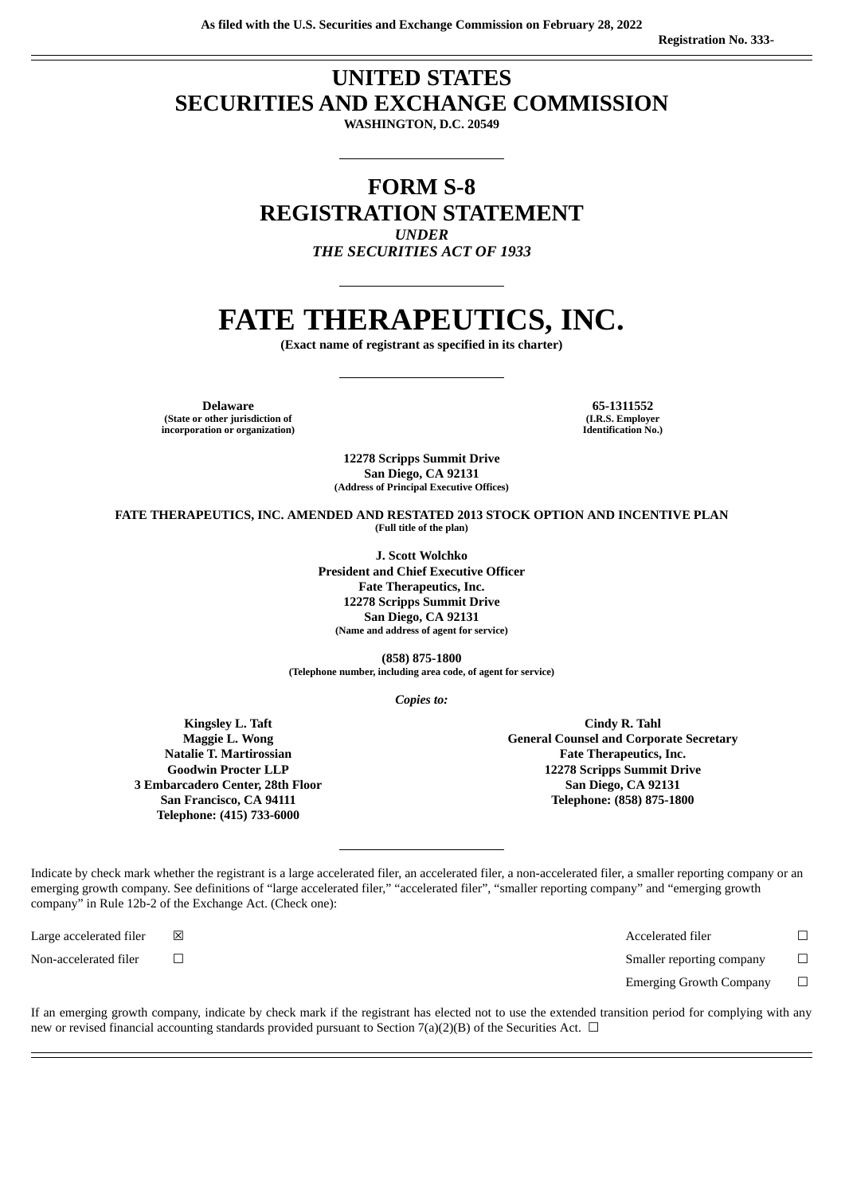As filed with the U.S. Securities and Exchange Commission on February 28, 2022

Registration No. 333-

# UNITED STATES
# SECURITIES AND EXCHANGE COMMISSION

**WASHINGTON, D.C. 20549**

# FORM S-8
## REGISTRATION STATEMENT

*UNDER*
*THE SECURITIES ACT OF 1933*

# FATE THERAPEUTICS, INC.

**(Exact name of registrant as specified in its charter)**

| **Delaware** | **65-1311552** |
|---|---|
| **(State or other jurisdiction of incorporation or organization)** | **(I.R.S. Employer Identification No.)** |

**12278 Scripps Summit Drive**
**San Diego, CA 92131**
**(Address of Principal Executive Offices)**

**FATE THERAPEUTICS, INC. AMENDED AND RESTATED 2013 STOCK OPTION AND INCENTIVE PLAN**
**(Full title of the plan)**

**J. Scott Wolchko**
**President and Chief Executive Officer**
**Fate Therapeutics, Inc.**
**12278 Scripps Summit Drive**
**San Diego, CA 92131**
**(Name and address of agent for service)**

**(858) 875-1800**
**(Telephone number, including area code, of agent for service)**

*Copies to:*

| | |
|---|---|
| **Kingsley L. Taft**<br>**Maggie L. Wong**<br>**Natalie T. Martirossian**<br>**Goodwin Procter LLP**<br>**3 Embarcadero Center, 28th Floor**<br>**San Francisco, CA 94111**<br>**Telephone: (415) 733-6000** | **Cindy R. Tahl**<br>**General Counsel and Corporate Secretary**<br>**Fate Therapeutics, Inc.**<br>**12278 Scripps Summit Drive**<br>**San Diego, CA 92131**<br>**Telephone: (858) 875-1800** |

Indicate by check mark whether the registrant is a large accelerated filer, an accelerated filer, a non-accelerated filer, a smaller reporting company or an emerging growth company. See definitions of "large accelerated filer," "accelerated filer", "smaller reporting company" and "emerging growth company" in Rule 12b-2 of the Exchange Act. (Check one):

| | | | |
|---|---|---|---|
| Large accelerated filer | ☒ | Accelerated filer | ☐ |
| Non-accelerated filer | ☐ | Smaller reporting company | ☐ |
| | | Emerging Growth Company | ☐ |

If an emerging growth company, indicate by check mark if the registrant has elected not to use the extended transition period for complying with any new or revised financial accounting standards provided pursuant to Section 7(a)(2)(B) of the Securities Act. ☐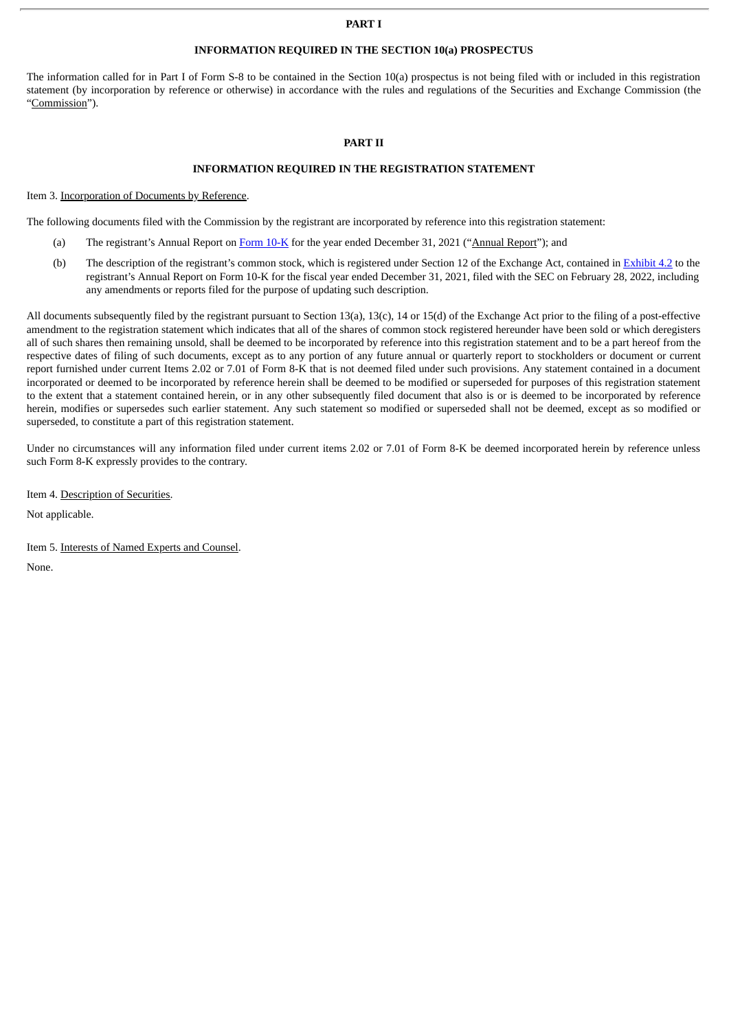## PART I

## INFORMATION REQUIRED IN THE SECTION 10(a) PROSPECTUS

The information called for in Part I of Form S-8 to be contained in the Section 10(a) prospectus is not being filed with or included in this registration statement (by incorporation by reference or otherwise) in accordance with the rules and regulations of the Securities and Exchange Commission (the "Commission").

## PART II

## INFORMATION REQUIRED IN THE REGISTRATION STATEMENT

Item 3. Incorporation of Documents by Reference.

The following documents filed with the Commission by the registrant are incorporated by reference into this registration statement:

(a) The registrant's Annual Report on Form 10-K for the year ended December 31, 2021 ("Annual Report"); and

(b) The description of the registrant's common stock, which is registered under Section 12 of the Exchange Act, contained in Exhibit 4.2 to the registrant's Annual Report on Form 10-K for the fiscal year ended December 31, 2021, filed with the SEC on February 28, 2022, including any amendments or reports filed for the purpose of updating such description.

All documents subsequently filed by the registrant pursuant to Section 13(a), 13(c), 14 or 15(d) of the Exchange Act prior to the filing of a post-effective amendment to the registration statement which indicates that all of the shares of common stock registered hereunder have been sold or which deregisters all of such shares then remaining unsold, shall be deemed to be incorporated by reference into this registration statement and to be a part hereof from the respective dates of filing of such documents, except as to any portion of any future annual or quarterly report to stockholders or document or current report furnished under current Items 2.02 or 7.01 of Form 8-K that is not deemed filed under such provisions. Any statement contained in a document incorporated or deemed to be incorporated by reference herein shall be deemed to be modified or superseded for purposes of this registration statement to the extent that a statement contained herein, or in any other subsequently filed document that also is or is deemed to be incorporated by reference herein, modifies or supersedes such earlier statement. Any such statement so modified or superseded shall not be deemed, except as so modified or superseded, to constitute a part of this registration statement.

Under no circumstances will any information filed under current items 2.02 or 7.01 of Form 8-K be deemed incorporated herein by reference unless such Form 8-K expressly provides to the contrary.

Item 4. Description of Securities.

Not applicable.

Item 5. Interests of Named Experts and Counsel.

None.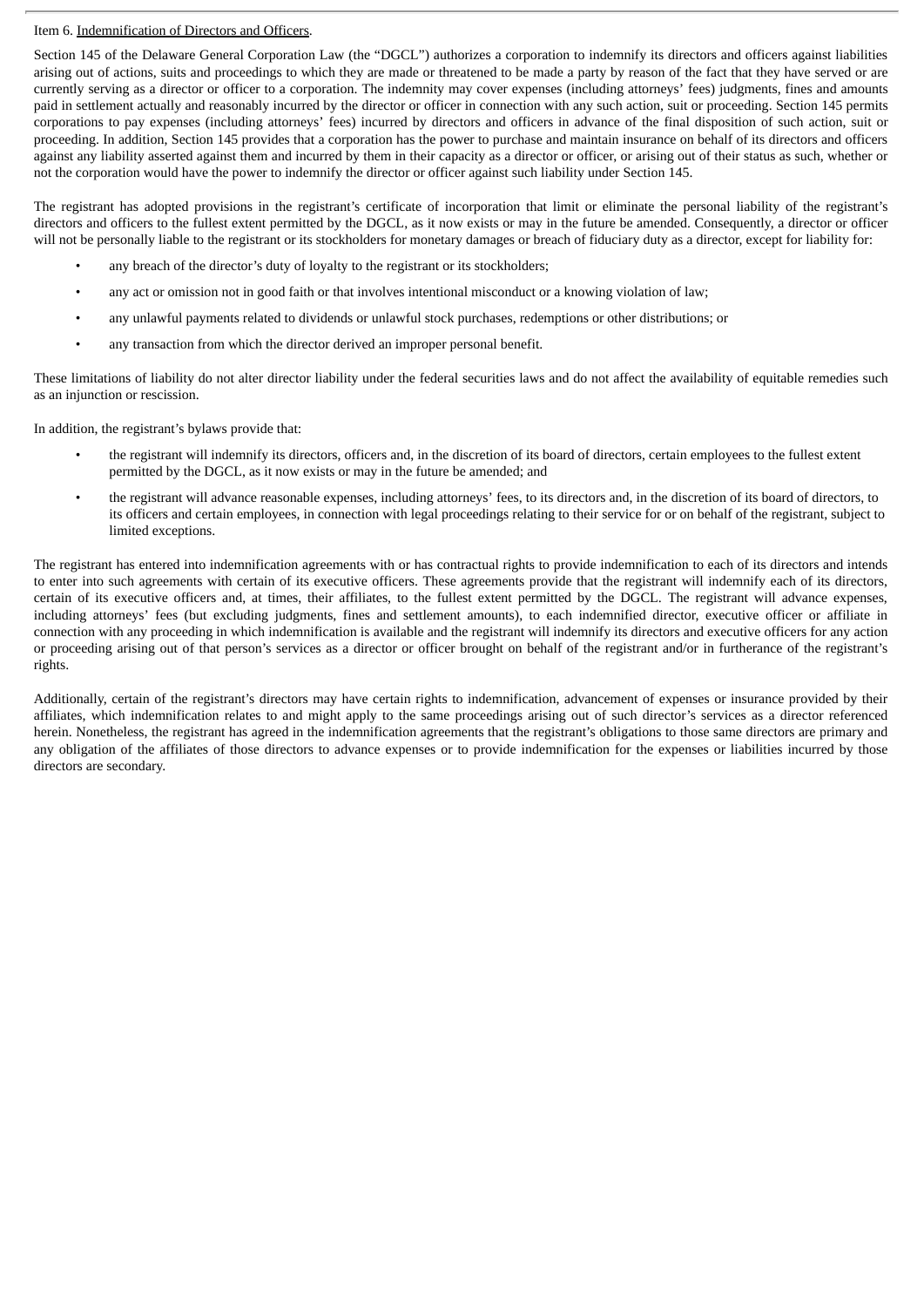Item 6. Indemnification of Directors and Officers.

Section 145 of the Delaware General Corporation Law (the "DGCL") authorizes a corporation to indemnify its directors and officers against liabilities arising out of actions, suits and proceedings to which they are made or threatened to be made a party by reason of the fact that they have served or are currently serving as a director or officer to a corporation. The indemnity may cover expenses (including attorneys' fees) judgments, fines and amounts paid in settlement actually and reasonably incurred by the director or officer in connection with any such action, suit or proceeding. Section 145 permits corporations to pay expenses (including attorneys' fees) incurred by directors and officers in advance of the final disposition of such action, suit or proceeding. In addition, Section 145 provides that a corporation has the power to purchase and maintain insurance on behalf of its directors and officers against any liability asserted against them and incurred by them in their capacity as a director or officer, or arising out of their status as such, whether or not the corporation would have the power to indemnify the director or officer against such liability under Section 145.

The registrant has adopted provisions in the registrant's certificate of incorporation that limit or eliminate the personal liability of the registrant's directors and officers to the fullest extent permitted by the DGCL, as it now exists or may in the future be amended. Consequently, a director or officer will not be personally liable to the registrant or its stockholders for monetary damages or breach of fiduciary duty as a director, except for liability for:

- any breach of the director's duty of loyalty to the registrant or its stockholders;
- any act or omission not in good faith or that involves intentional misconduct or a knowing violation of law;
- any unlawful payments related to dividends or unlawful stock purchases, redemptions or other distributions; or
- any transaction from which the director derived an improper personal benefit.

These limitations of liability do not alter director liability under the federal securities laws and do not affect the availability of equitable remedies such as an injunction or rescission.

In addition, the registrant's bylaws provide that:

- the registrant will indemnify its directors, officers and, in the discretion of its board of directors, certain employees to the fullest extent permitted by the DGCL, as it now exists or may in the future be amended; and
- the registrant will advance reasonable expenses, including attorneys' fees, to its directors and, in the discretion of its board of directors, to its officers and certain employees, in connection with legal proceedings relating to their service for or on behalf of the registrant, subject to limited exceptions.

The registrant has entered into indemnification agreements with or has contractual rights to provide indemnification to each of its directors and intends to enter into such agreements with certain of its executive officers. These agreements provide that the registrant will indemnify each of its directors, certain of its executive officers and, at times, their affiliates, to the fullest extent permitted by the DGCL. The registrant will advance expenses, including attorneys' fees (but excluding judgments, fines and settlement amounts), to each indemnified director, executive officer or affiliate in connection with any proceeding in which indemnification is available and the registrant will indemnify its directors and executive officers for any action or proceeding arising out of that person's services as a director or officer brought on behalf of the registrant and/or in furtherance of the registrant's rights.

Additionally, certain of the registrant's directors may have certain rights to indemnification, advancement of expenses or insurance provided by their affiliates, which indemnification relates to and might apply to the same proceedings arising out of such director's services as a director referenced herein. Nonetheless, the registrant has agreed in the indemnification agreements that the registrant's obligations to those same directors are primary and any obligation of the affiliates of those directors to advance expenses or to provide indemnification for the expenses or liabilities incurred by those directors are secondary.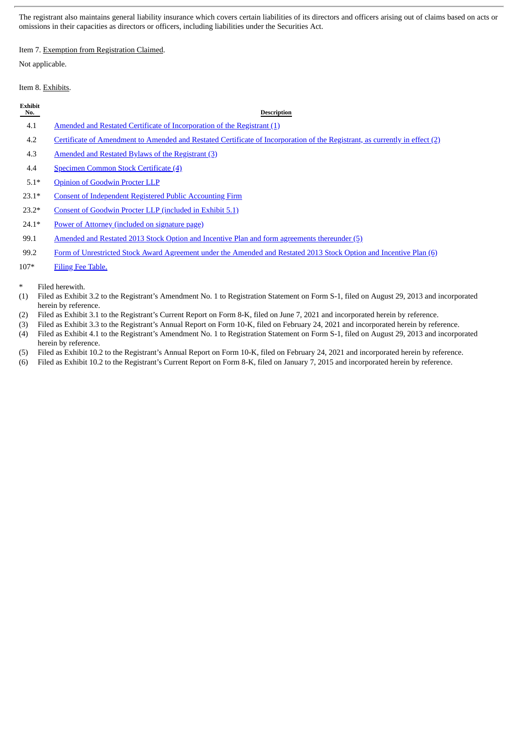The registrant also maintains general liability insurance which covers certain liabilities of its directors and officers arising out of claims based on acts or omissions in their capacities as directors or officers, including liabilities under the Securities Act.

Item 7. Exemption from Registration Claimed.

Not applicable.

Item 8. Exhibits.

| Exhibit No. | Description |
|---|---|
| 4.1 | Amended and Restated Certificate of Incorporation of the Registrant (1) |
| 4.2 | Certificate of Amendment to Amended and Restated Certificate of Incorporation of the Registrant, as currently in effect (2) |
| 4.3 | Amended and Restated Bylaws of the Registrant (3) |
| 4.4 | Specimen Common Stock Certificate (4) |
| 5.1* | Opinion of Goodwin Procter LLP |
| 23.1* | Consent of Independent Registered Public Accounting Firm |
| 23.2* | Consent of Goodwin Procter LLP (included in Exhibit 5.1) |
| 24.1* | Power of Attorney (included on signature page) |
| 99.1 | Amended and Restated 2013 Stock Option and Incentive Plan and form agreements thereunder (5) |
| 99.2 | Form of Unrestricted Stock Award Agreement under the Amended and Restated 2013 Stock Option and Incentive Plan (6) |
| 107* | Filing Fee Table. |

\* Filed herewith.

(1) Filed as Exhibit 3.2 to the Registrant's Amendment No. 1 to Registration Statement on Form S-1, filed on August 29, 2013 and incorporated herein by reference.

(2) Filed as Exhibit 3.1 to the Registrant's Current Report on Form 8-K, filed on June 7, 2021 and incorporated herein by reference.

(3) Filed as Exhibit 3.3 to the Registrant's Annual Report on Form 10-K, filed on February 24, 2021 and incorporated herein by reference.

(4) Filed as Exhibit 4.1 to the Registrant's Amendment No. 1 to Registration Statement on Form S-1, filed on August 29, 2013 and incorporated herein by reference.

(5) Filed as Exhibit 10.2 to the Registrant's Annual Report on Form 10-K, filed on February 24, 2021 and incorporated herein by reference.

(6) Filed as Exhibit 10.2 to the Registrant's Current Report on Form 8-K, filed on January 7, 2015 and incorporated herein by reference.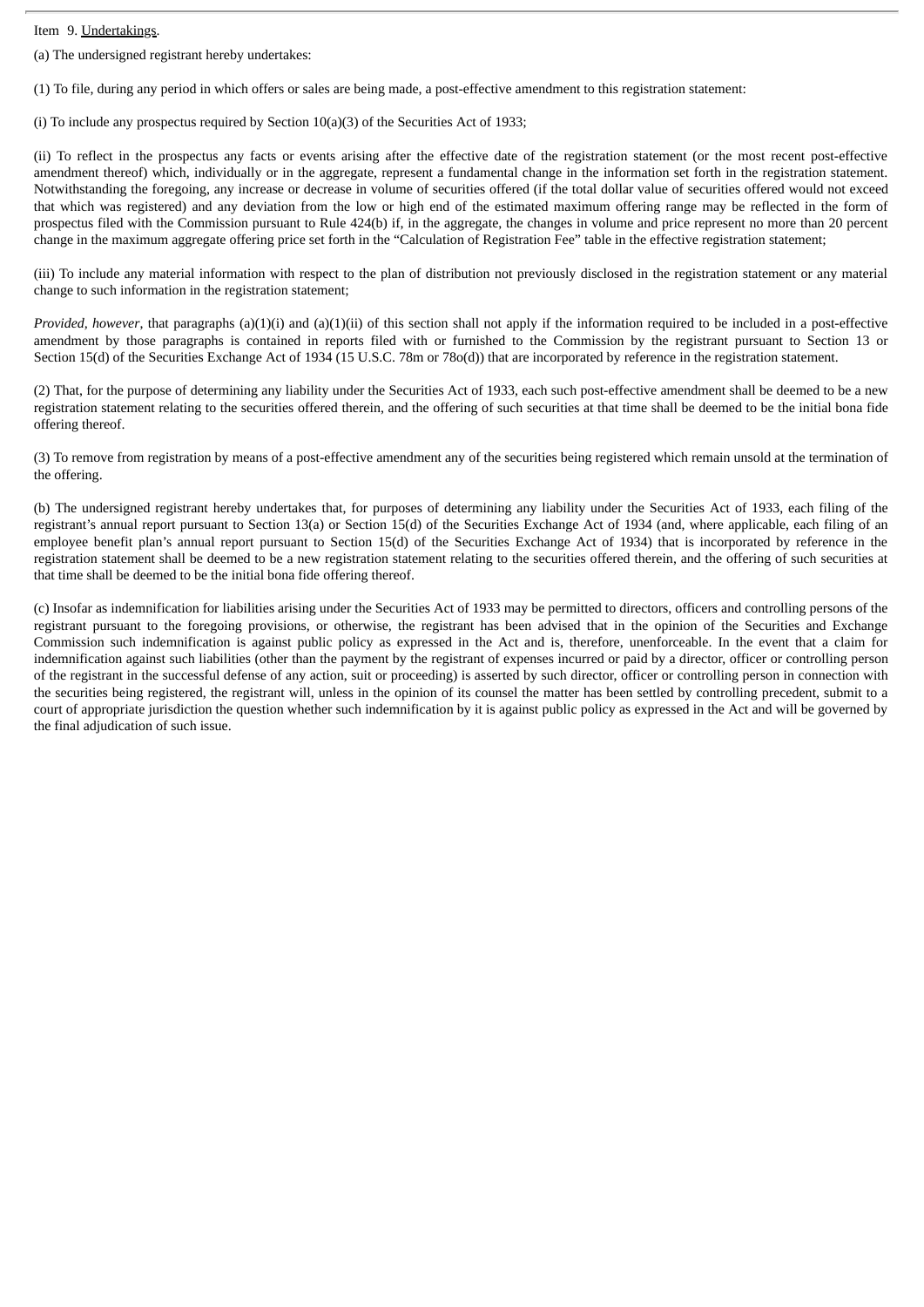Item 9. Undertakings.

(a) The undersigned registrant hereby undertakes:

(1) To file, during any period in which offers or sales are being made, a post-effective amendment to this registration statement:

(i) To include any prospectus required by Section 10(a)(3) of the Securities Act of 1933;

(ii) To reflect in the prospectus any facts or events arising after the effective date of the registration statement (or the most recent post-effective amendment thereof) which, individually or in the aggregate, represent a fundamental change in the information set forth in the registration statement. Notwithstanding the foregoing, any increase or decrease in volume of securities offered (if the total dollar value of securities offered would not exceed that which was registered) and any deviation from the low or high end of the estimated maximum offering range may be reflected in the form of prospectus filed with the Commission pursuant to Rule 424(b) if, in the aggregate, the changes in volume and price represent no more than 20 percent change in the maximum aggregate offering price set forth in the "Calculation of Registration Fee" table in the effective registration statement;

(iii) To include any material information with respect to the plan of distribution not previously disclosed in the registration statement or any material change to such information in the registration statement;

*Provided, however*, that paragraphs (a)(1)(i) and (a)(1)(ii) of this section shall not apply if the information required to be included in a post-effective amendment by those paragraphs is contained in reports filed with or furnished to the Commission by the registrant pursuant to Section 13 or Section 15(d) of the Securities Exchange Act of 1934 (15 U.S.C. 78m or 78o(d)) that are incorporated by reference in the registration statement.

(2) That, for the purpose of determining any liability under the Securities Act of 1933, each such post-effective amendment shall be deemed to be a new registration statement relating to the securities offered therein, and the offering of such securities at that time shall be deemed to be the initial bona fide offering thereof.

(3) To remove from registration by means of a post-effective amendment any of the securities being registered which remain unsold at the termination of the offering.

(b) The undersigned registrant hereby undertakes that, for purposes of determining any liability under the Securities Act of 1933, each filing of the registrant's annual report pursuant to Section 13(a) or Section 15(d) of the Securities Exchange Act of 1934 (and, where applicable, each filing of an employee benefit plan's annual report pursuant to Section 15(d) of the Securities Exchange Act of 1934) that is incorporated by reference in the registration statement shall be deemed to be a new registration statement relating to the securities offered therein, and the offering of such securities at that time shall be deemed to be the initial bona fide offering thereof.

(c) Insofar as indemnification for liabilities arising under the Securities Act of 1933 may be permitted to directors, officers and controlling persons of the registrant pursuant to the foregoing provisions, or otherwise, the registrant has been advised that in the opinion of the Securities and Exchange Commission such indemnification is against public policy as expressed in the Act and is, therefore, unenforceable. In the event that a claim for indemnification against such liabilities (other than the payment by the registrant of expenses incurred or paid by a director, officer or controlling person of the registrant in the successful defense of any action, suit or proceeding) is asserted by such director, officer or controlling person in connection with the securities being registered, the registrant will, unless in the opinion of its counsel the matter has been settled by controlling precedent, submit to a court of appropriate jurisdiction the question whether such indemnification by it is against public policy as expressed in the Act and will be governed by the final adjudication of such issue.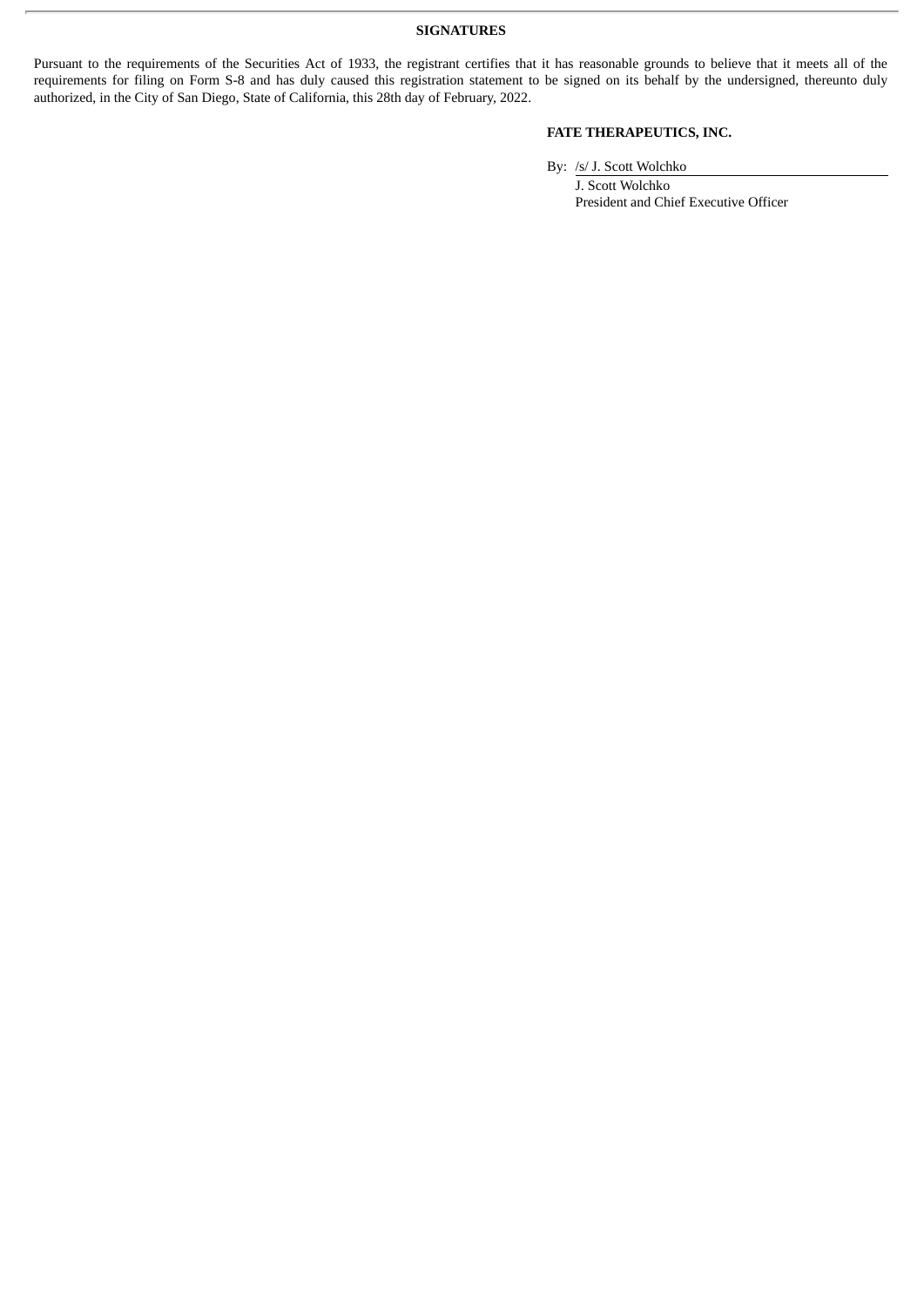## SIGNATURES

Pursuant to the requirements of the Securities Act of 1933, the registrant certifies that it has reasonable grounds to believe that it meets all of the requirements for filing on Form S-8 and has duly caused this registration statement to be signed on its behalf by the undersigned, thereunto duly authorized, in the City of San Diego, State of California, this 28th day of February, 2022.

**FATE THERAPEUTICS, INC.**

By: /s/ J. Scott Wolchko

J. Scott Wolchko
President and Chief Executive Officer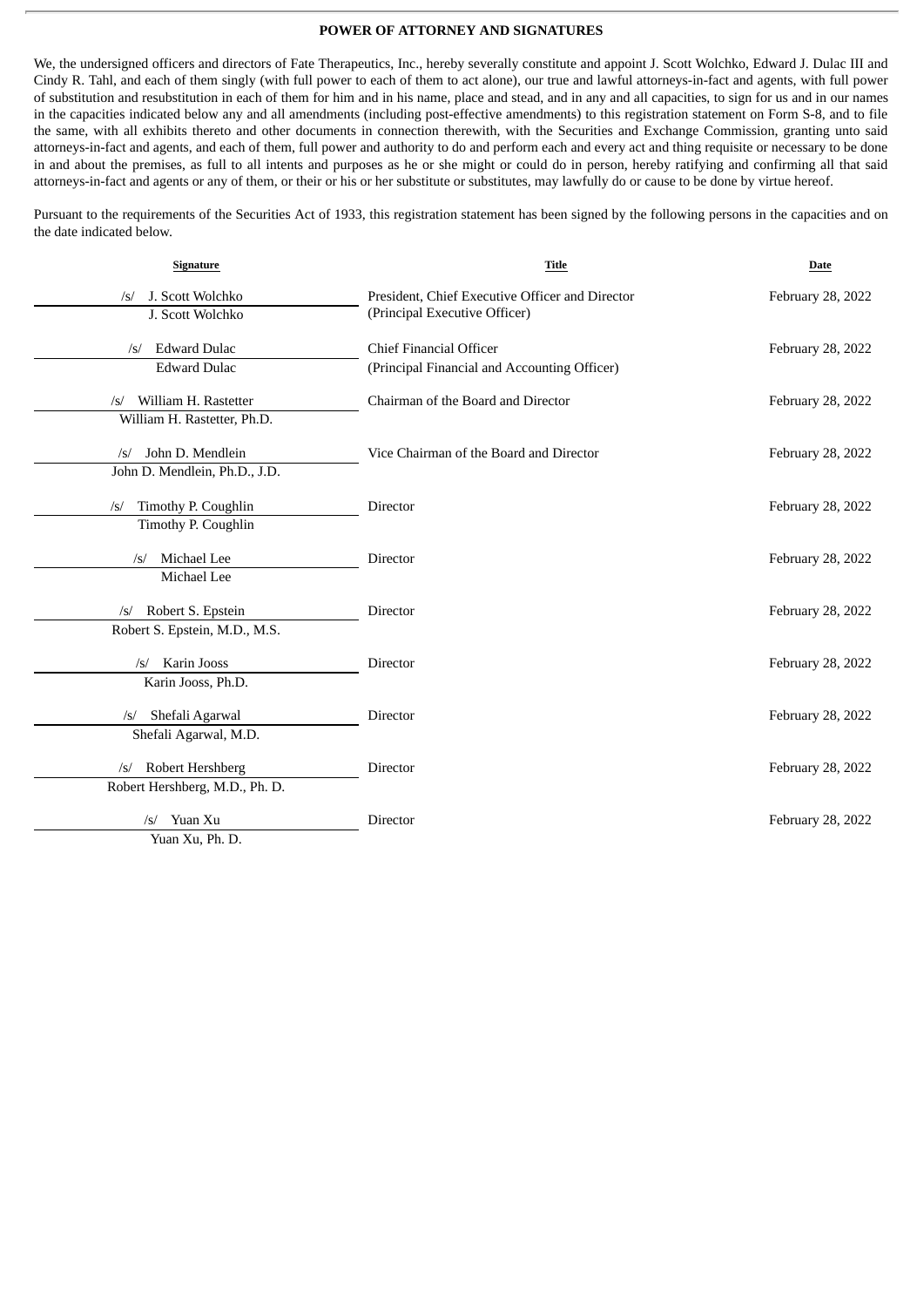**POWER OF ATTORNEY AND SIGNATURES**

We, the undersigned officers and directors of Fate Therapeutics, Inc., hereby severally constitute and appoint J. Scott Wolchko, Edward J. Dulac III and Cindy R. Tahl, and each of them singly (with full power to each of them to act alone), our true and lawful attorneys-in-fact and agents, with full power of substitution and resubstitution in each of them for him and in his name, place and stead, and in any and all capacities, to sign for us and in our names in the capacities indicated below any and all amendments (including post-effective amendments) to this registration statement on Form S-8, and to file the same, with all exhibits thereto and other documents in connection therewith, with the Securities and Exchange Commission, granting unto said attorneys-in-fact and agents, and each of them, full power and authority to do and perform each and every act and thing requisite or necessary to be done in and about the premises, as full to all intents and purposes as he or she might or could do in person, hereby ratifying and confirming all that said attorneys-in-fact and agents or any of them, or their or his or her substitute or substitutes, may lawfully do or cause to be done by virtue hereof.

Pursuant to the requirements of the Securities Act of 1933, this registration statement has been signed by the following persons in the capacities and on the date indicated below.

| Signature | Title | Date |
|---|---|---|
| /s/ J. Scott Wolchko<br>J. Scott Wolchko | President, Chief Executive Officer and Director<br>(Principal Executive Officer) | February 28, 2022 |
| /s/ Edward Dulac<br>Edward Dulac | Chief Financial Officer<br>(Principal Financial and Accounting Officer) | February 28, 2022 |
| /s/ William H. Rastetter<br>William H. Rastetter, Ph.D. | Chairman of the Board and Director | February 28, 2022 |
| /s/ John D. Mendlein<br>John D. Mendlein, Ph.D., J.D. | Vice Chairman of the Board and Director | February 28, 2022 |
| /s/ Timothy P. Coughlin<br>Timothy P. Coughlin | Director | February 28, 2022 |
| /s/ Michael Lee<br>Michael Lee | Director | February 28, 2022 |
| /s/ Robert S. Epstein<br>Robert S. Epstein, M.D., M.S. | Director | February 28, 2022 |
| /s/ Karin Jooss<br>Karin Jooss, Ph.D. | Director | February 28, 2022 |
| /s/ Shefali Agarwal<br>Shefali Agarwal, M.D. | Director | February 28, 2022 |
| /s/ Robert Hershberg<br>Robert Hershberg, M.D., Ph. D. | Director | February 28, 2022 |
| /s/ Yuan Xu<br>Yuan Xu, Ph. D. | Director | February 28, 2022 |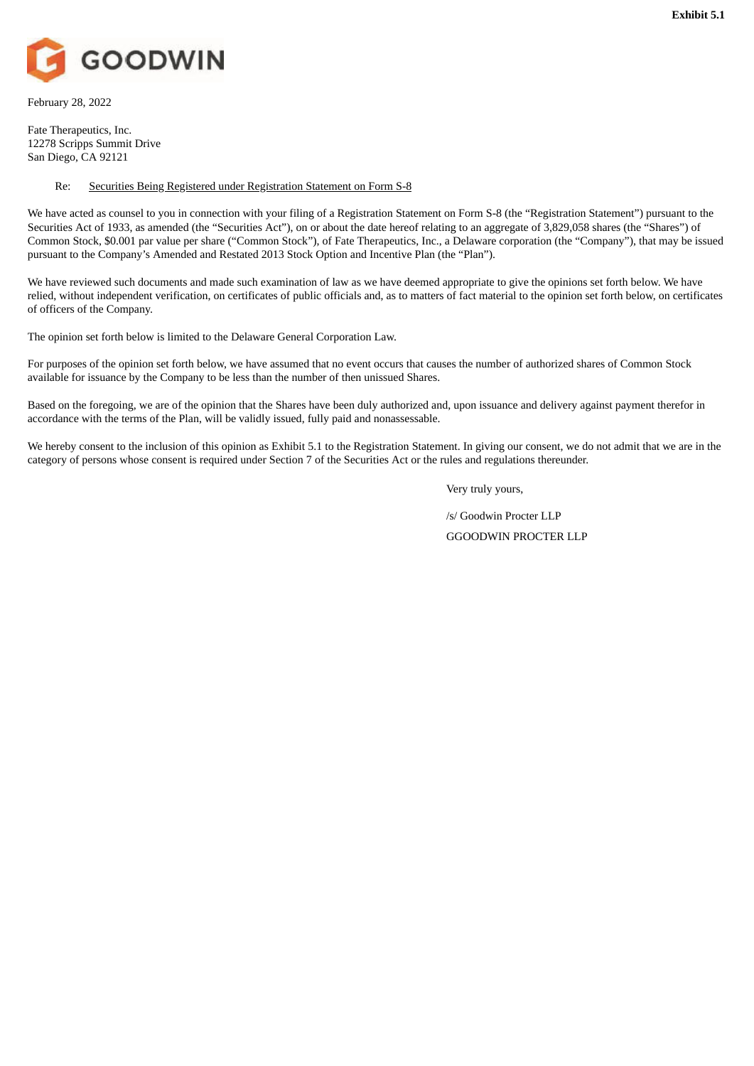**Exhibit 5.1**

GOODWIN

February 28, 2022

Fate Therapeutics, Inc.
12278 Scripps Summit Drive
San Diego, CA 92121

Re: Securities Being Registered under Registration Statement on Form S-8

We have acted as counsel to you in connection with your filing of a Registration Statement on Form S-8 (the "Registration Statement") pursuant to the Securities Act of 1933, as amended (the "Securities Act"), on or about the date hereof relating to an aggregate of 3,829,058 shares (the "Shares") of Common Stock, $0.001 par value per share ("Common Stock"), of Fate Therapeutics, Inc., a Delaware corporation (the "Company"), that may be issued pursuant to the Company's Amended and Restated 2013 Stock Option and Incentive Plan (the "Plan").

We have reviewed such documents and made such examination of law as we have deemed appropriate to give the opinions set forth below. We have relied, without independent verification, on certificates of public officials and, as to matters of fact material to the opinion set forth below, on certificates of officers of the Company.

The opinion set forth below is limited to the Delaware General Corporation Law.

For purposes of the opinion set forth below, we have assumed that no event occurs that causes the number of authorized shares of Common Stock available for issuance by the Company to be less than the number of then unissued Shares.

Based on the foregoing, we are of the opinion that the Shares have been duly authorized and, upon issuance and delivery against payment therefor in accordance with the terms of the Plan, will be validly issued, fully paid and nonassessable.

We hereby consent to the inclusion of this opinion as Exhibit 5.1 to the Registration Statement. In giving our consent, we do not admit that we are in the category of persons whose consent is required under Section 7 of the Securities Act or the rules and regulations thereunder.

Very truly yours,

/s/ Goodwin Procter LLP

GGOODWIN PROCTER LLP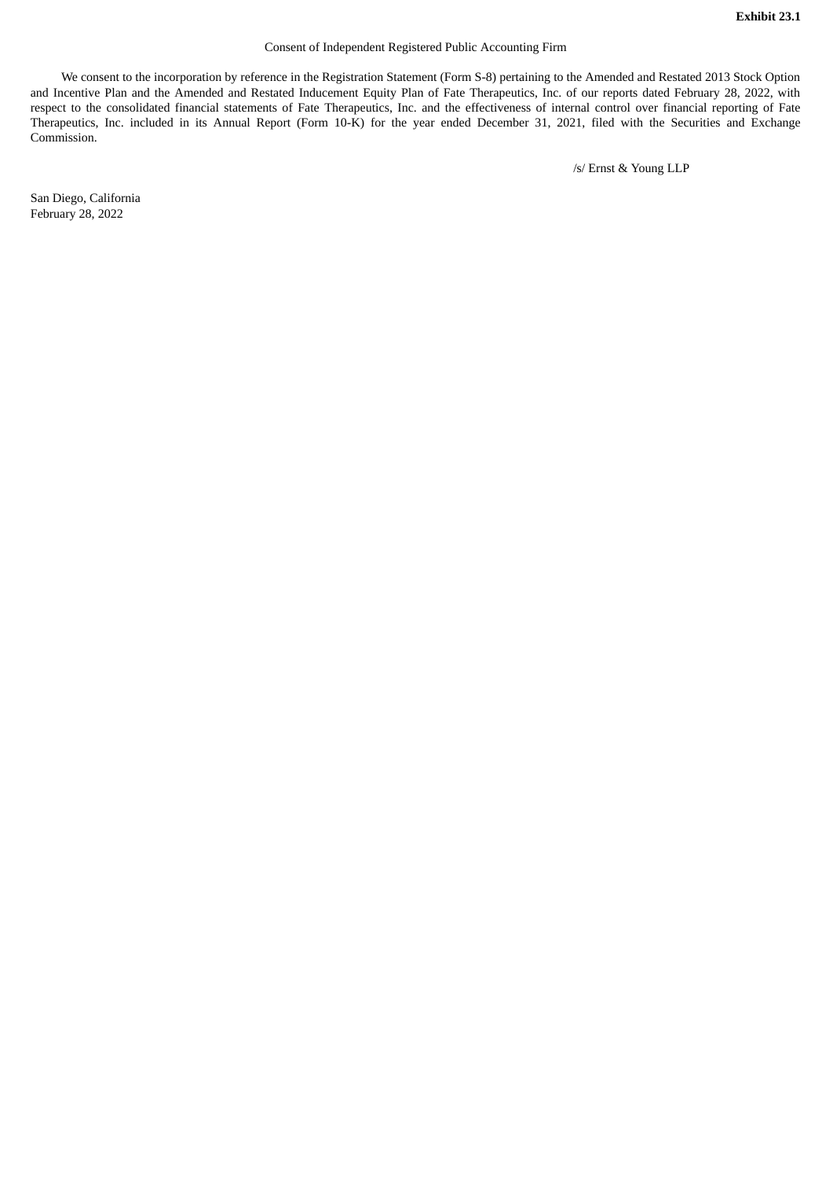**Exhibit 23.1**

Consent of Independent Registered Public Accounting Firm

We consent to the incorporation by reference in the Registration Statement (Form S-8) pertaining to the Amended and Restated 2013 Stock Option and Incentive Plan and the Amended and Restated Inducement Equity Plan of Fate Therapeutics, Inc. of our reports dated February 28, 2022, with respect to the consolidated financial statements of Fate Therapeutics, Inc. and the effectiveness of internal control over financial reporting of Fate Therapeutics, Inc. included in its Annual Report (Form 10-K) for the year ended December 31, 2021, filed with the Securities and Exchange Commission.

/s/ Ernst & Young LLP

San Diego, California
February 28, 2022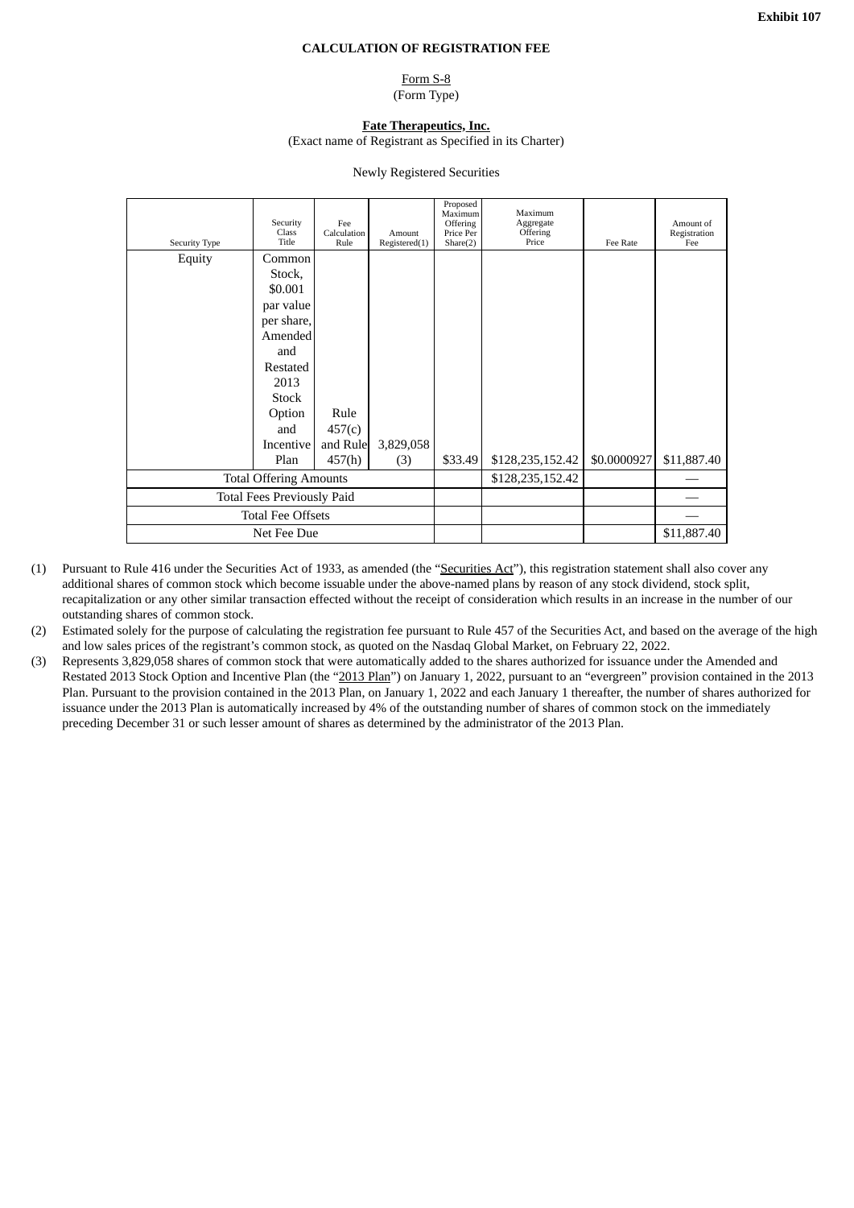**Exhibit 107**

**CALCULATION OF REGISTRATION FEE**

Form S-8
(Form Type)

**Fate Therapeutics, Inc.**
(Exact name of Registrant as Specified in its Charter)

Newly Registered Securities

| Security Type | Security Class Title | Fee Calculation Rule | Amount Registered(1) | Proposed Maximum Offering Price Per Share(2) | Maximum Aggregate Offering Price | Fee Rate | Amount of Registration Fee |
|---|---|---|---|---|---|---|---|
| Equity | Common Stock, $0.001 par value per share, Amended and Restated 2013 Stock Option and Incentive Plan | Rule 457(c) and Rule 457(h) | 3,829,058 (3) | $33.49 | $128,235,152.42 | $0.0000927 | $11,887.40 |
| Total Offering Amounts | | | | | $128,235,152.42 | | — |
| Total Fees Previously Paid | | | | | | | — |
| Total Fee Offsets | | | | | | | — |
| Net Fee Due | | | | | | | $11,887.40 |

(1) Pursuant to Rule 416 under the Securities Act of 1933, as amended (the "Securities Act"), this registration statement shall also cover any additional shares of common stock which become issuable under the above-named plans by reason of any stock dividend, stock split, recapitalization or any other similar transaction effected without the receipt of consideration which results in an increase in the number of our outstanding shares of common stock.

(2) Estimated solely for the purpose of calculating the registration fee pursuant to Rule 457 of the Securities Act, and based on the average of the high and low sales prices of the registrant's common stock, as quoted on the Nasdaq Global Market, on February 22, 2022.

(3) Represents 3,829,058 shares of common stock that were automatically added to the shares authorized for issuance under the Amended and Restated 2013 Stock Option and Incentive Plan (the "2013 Plan") on January 1, 2022, pursuant to an "evergreen" provision contained in the 2013 Plan. Pursuant to the provision contained in the 2013 Plan, on January 1, 2022 and each January 1 thereafter, the number of shares authorized for issuance under the 2013 Plan is automatically increased by 4% of the outstanding number of shares of common stock on the immediately preceding December 31 or such lesser amount of shares as determined by the administrator of the 2013 Plan.